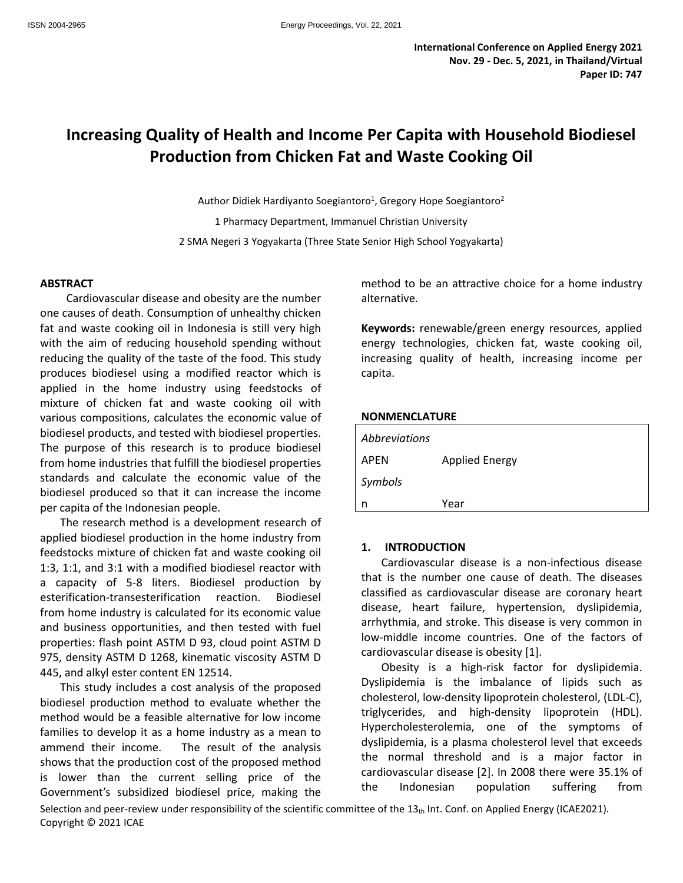**International Conference on Applied Energy 2021**
**Nov. 29 - Dec. 5, 2021, in Thailand/Virtual**
**Paper ID: 747**

# Increasing Quality of Health and Income Per Capita with Household Biodiesel Production from Chicken Fat and Waste Cooking Oil

Author Didiek Hardiyanto Soegiantoro[1], Gregory Hope Soegiantoro[2]

1 Pharmacy Department, Immanuel Christian University

2 SMA Negeri 3 Yogyakarta (Three State Senior High School Yogyakarta)

## ABSTRACT

Cardiovascular disease and obesity are the number one causes of death. Consumption of unhealthy chicken fat and waste cooking oil in Indonesia is still very high with the aim of reducing household spending without reducing the quality of the taste of the food. This study produces biodiesel using a modified reactor which is applied in the home industry using feedstocks of mixture of chicken fat and waste cooking oil with various compositions, calculates the economic value of biodiesel products, and tested with biodiesel properties. The purpose of this research is to produce biodiesel from home industries that fulfill the biodiesel properties standards and calculate the economic value of the biodiesel produced so that it can increase the income per capita of the Indonesian people.

The research method is a development research of applied biodiesel production in the home industry from feedstocks mixture of chicken fat and waste cooking oil 1:3, 1:1, and 3:1 with a modified biodiesel reactor with a capacity of 5-8 liters. Biodiesel production by esterification-transesterification reaction. Biodiesel from home industry is calculated for its economic value and business opportunities, and then tested with fuel properties: flash point ASTM D 93, cloud point ASTM D 975, density ASTM D 1268, kinematic viscosity ASTM D 445, and alkyl ester content EN 12514.

This study includes a cost analysis of the proposed biodiesel production method to evaluate whether the method would be a feasible alternative for low income families to develop it as a home industry as a mean to ammend their income. The result of the analysis shows that the production cost of the proposed method is lower than the current selling price of the Government's subsidized biodiesel price, making the method to be an attractive choice for a home industry alternative.

**Keywords:** renewable/green energy resources, applied energy technologies, chicken fat, waste cooking oil, increasing quality of health, increasing income per capita.

## NONMENCLATURE

| *Abbreviations* | |
|---|---|
| APEN | Applied Energy |
| *Symbols* | |
| n | Year |

## 1. INTRODUCTION

Cardiovascular disease is a non-infectious disease that is the number one cause of death. The diseases classified as cardiovascular disease are coronary heart disease, heart failure, hypertension, dyslipidemia, arrhythmia, and stroke. This disease is very common in low-middle income countries. One of the factors of cardiovascular disease is obesity [1].

Obesity is a high-risk factor for dyslipidemia. Dyslipidemia is the imbalance of lipids such as cholesterol, low-density lipoprotein cholesterol, (LDL-C), triglycerides, and high-density lipoprotein (HDL). Hypercholesterolemia, one of the symptoms of dyslipidemia, is a plasma cholesterol level that exceeds the normal threshold and is a major factor in cardiovascular disease [2]. In 2008 there were 35.1% of the Indonesian population suffering from

Selection and peer-review under responsibility of the scientific committee of the 13th Int. Conf. on Applied Energy (ICAE2021).
Copyright © 2021 ICAE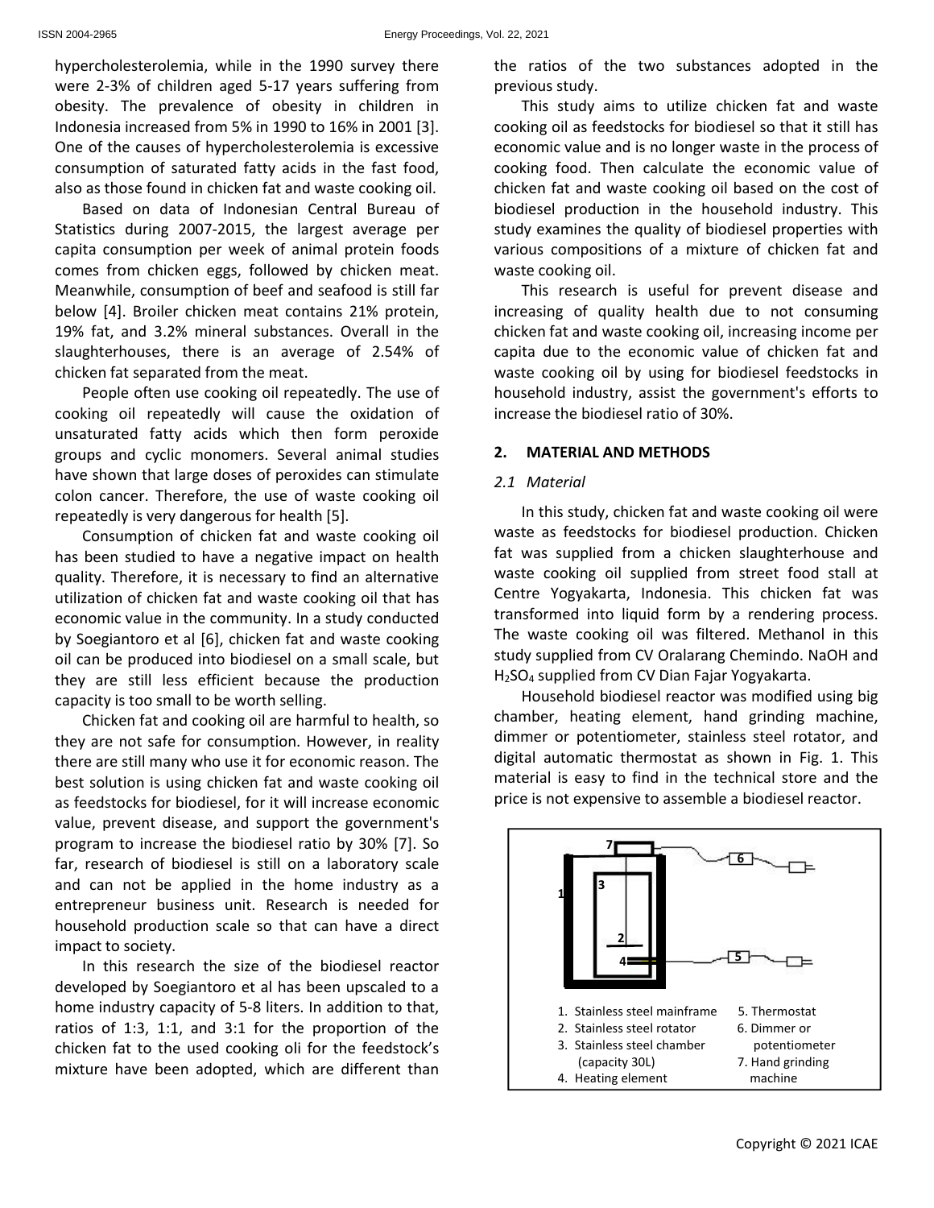hypercholesterolemia, while in the 1990 survey there were 2-3% of children aged 5-17 years suffering from obesity. The prevalence of obesity in children in Indonesia increased from 5% in 1990 to 16% in 2001 [3]. One of the causes of hypercholesterolemia is excessive consumption of saturated fatty acids in the fast food, also as those found in chicken fat and waste cooking oil.

Based on data of Indonesian Central Bureau of Statistics during 2007-2015, the largest average per capita consumption per week of animal protein foods comes from chicken eggs, followed by chicken meat. Meanwhile, consumption of beef and seafood is still far below [4]. Broiler chicken meat contains 21% protein, 19% fat, and 3.2% mineral substances. Overall in the slaughterhouses, there is an average of 2.54% of chicken fat separated from the meat.

People often use cooking oil repeatedly. The use of cooking oil repeatedly will cause the oxidation of unsaturated fatty acids which then form peroxide groups and cyclic monomers. Several animal studies have shown that large doses of peroxides can stimulate colon cancer. Therefore, the use of waste cooking oil repeatedly is very dangerous for health [5].

Consumption of chicken fat and waste cooking oil has been studied to have a negative impact on health quality. Therefore, it is necessary to find an alternative utilization of chicken fat and waste cooking oil that has economic value in the community. In a study conducted by Soegiantoro et al [6], chicken fat and waste cooking oil can be produced into biodiesel on a small scale, but they are still less efficient because the production capacity is too small to be worth selling.

Chicken fat and cooking oil are harmful to health, so they are not safe for consumption. However, in reality there are still many who use it for economic reason. The best solution is using chicken fat and waste cooking oil as feedstocks for biodiesel, for it will increase economic value, prevent disease, and support the government's program to increase the biodiesel ratio by 30% [7]. So far, research of biodiesel is still on a laboratory scale and can not be applied in the home industry as a entrepreneur business unit. Research is needed for household production scale so that can have a direct impact to society.

In this research the size of the biodiesel reactor developed by Soegiantoro et al has been upscaled to a home industry capacity of 5-8 liters. In addition to that, ratios of 1:3, 1:1, and 3:1 for the proportion of the chicken fat to the used cooking oli for the feedstock's mixture have been adopted, which are different than the ratios of the two substances adopted in the previous study.

This study aims to utilize chicken fat and waste cooking oil as feedstocks for biodiesel so that it still has economic value and is no longer waste in the process of cooking food. Then calculate the economic value of chicken fat and waste cooking oil based on the cost of biodiesel production in the household industry. This study examines the quality of biodiesel properties with various compositions of a mixture of chicken fat and waste cooking oil.

This research is useful for prevent disease and increasing of quality health due to not consuming chicken fat and waste cooking oil, increasing income per capita due to the economic value of chicken fat and waste cooking oil by using for biodiesel feedstocks in household industry, assist the government's efforts to increase the biodiesel ratio of 30%.

## 2. MATERIAL AND METHODS

### *2.1 Material*

In this study, chicken fat and waste cooking oil were waste as feedstocks for biodiesel production. Chicken fat was supplied from a chicken slaughterhouse and waste cooking oil supplied from street food stall at Centre Yogyakarta, Indonesia. This chicken fat was transformed into liquid form by a rendering process. The waste cooking oil was filtered. Methanol in this study supplied from CV Oralarang Chemindo. NaOH and $H_2SO_4$ supplied from CV Dian Fajar Yogyakarta.

Household biodiesel reactor was modified using big chamber, heating element, hand grinding machine, dimmer or potentiometer, stainless steel rotator, and digital automatic thermostat as shown in Fig. 1. This material is easy to find in the technical store and the price is not expensive to assemble a biodiesel reactor.

1. Stainless steel mainframe
2. Stainless steel rotator
3. Stainless steel chamber (capacity 30L)
4. Heating element
5. Thermostat
6. Dimmer or potentiometer
7. Hand grinding machine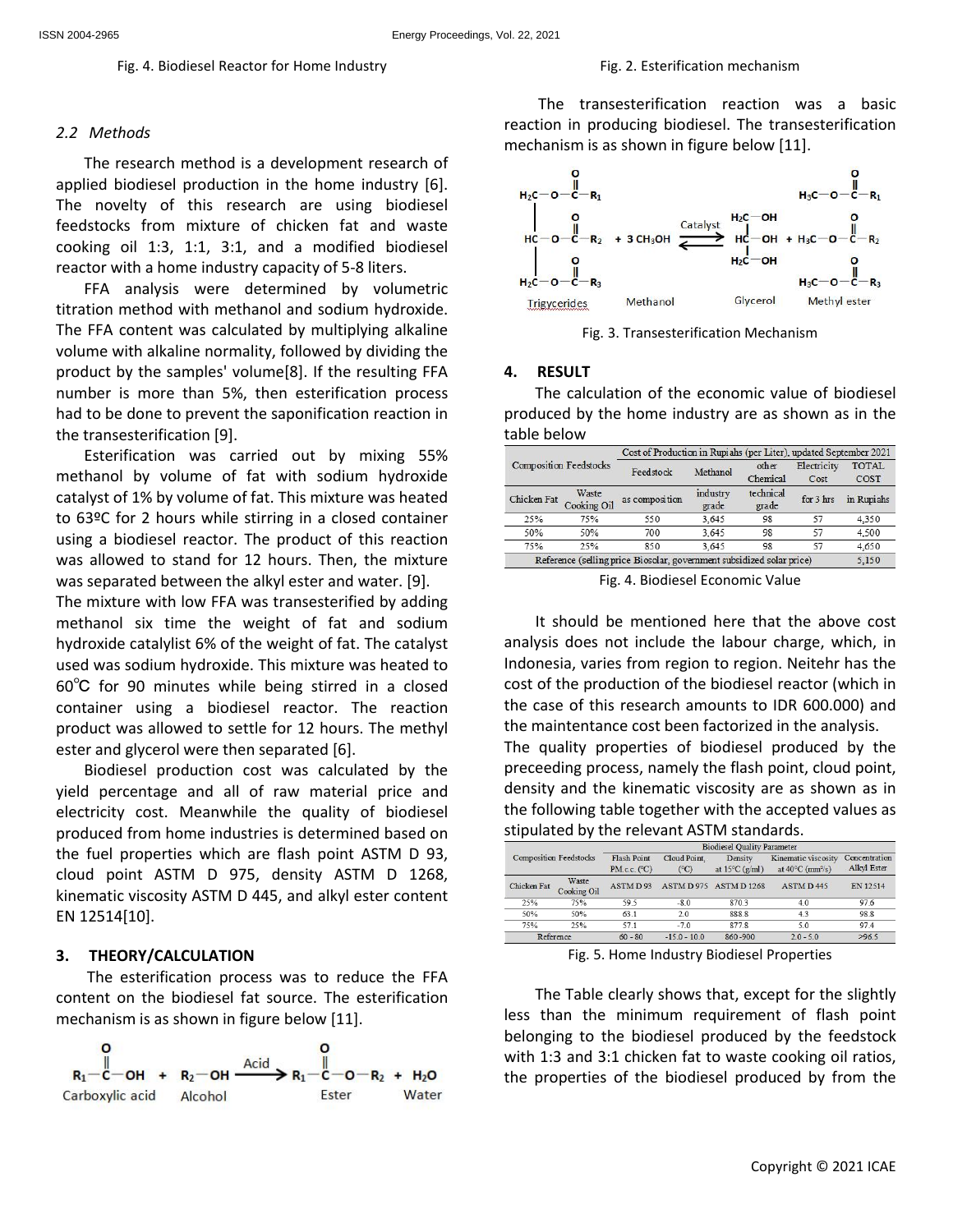Fig. 4. Biodiesel Reactor for Home Industry

### 2.2 Methods

The research method is a development research of applied biodiesel production in the home industry [6]. The novelty of this research are using biodiesel feedstocks from mixture of chicken fat and waste cooking oil 1:3, 1:1, 3:1, and a modified biodiesel reactor with a home industry capacity of 5-8 liters.

FFA analysis were determined by volumetric titration method with methanol and sodium hydroxide. The FFA content was calculated by multiplying alkaline volume with alkaline normality, followed by dividing the product by the samples' volume[8]. If the resulting FFA number is more than 5%, then esterification process had to be done to prevent the saponification reaction in the transesterification [9].

Esterification was carried out by mixing 55% methanol by volume of fat with sodium hydroxide catalyst of 1% by volume of fat. This mixture was heated to 63ºC for 2 hours while stirring in a closed container using a biodiesel reactor. The product of this reaction was allowed to stand for 12 hours. Then, the mixture was separated between the alkyl ester and water. [9].
The mixture with low FFA was transesterified by adding methanol six time the weight of fat and sodium hydroxide catalylist 6% of the weight of fat. The catalyst used was sodium hydroxide. This mixture was heated to 60℃ for 90 minutes while being stirred in a closed container using a biodiesel reactor. The reaction product was allowed to settle for 12 hours. The methyl ester and glycerol were then separated [6].

Biodiesel production cost was calculated by the yield percentage and all of raw material price and electricity cost. Meanwhile the quality of biodiesel produced from home industries is determined based on the fuel properties which are flash point ASTM D 93, cloud point ASTM D 975, density ASTM D 1268, kinematic viscosity ASTM D 445, and alkyl ester content EN 12514[10].

## 3. THEORY/CALCULATION

The esterification process was to reduce the FFA content on the biodiesel fat source. The esterification mechanism is as shown in figure below [11].

$$R_1-COOH + R_2-OH \xrightarrow{Acid} R_1-COO-R_2 + H_2O$$

Carboxylic acid, Alcohol, Ester, Water

Fig. 2. Esterification mechanism

The transesterification reaction was a basic reaction in producing biodiesel. The transesterification mechanism is as shown in figure below [11].

$$\text{Trigycerides} + 3\,CH_3OH \underset{}{\overset{Catalyst}{\rightleftharpoons}} \text{Glycerol} + \text{Methyl ester}\ (H_3C-O-CO-R_1,\ H_3C-O-CO-R_2,\ H_3C-O-CO-R_3)$$

Fig. 3. Transesterification Mechanism

## 4. RESULT

The calculation of the economic value of biodiesel produced by the home industry are as shown as in the table below

| Composition Feedstocks | | Cost of Production in Rupiahs (per Liter), updated September 2021 | | | | |
|---|---|---|---|---|---|---|
| | | Feedstock | Methanol | other Chemical | Electricity Cost | TOTAL COST |
| Chicken Fat | Waste Cooking Oil | as composition | industry grade | technical grade | for 3 hrs | in Rupiahs |
| 25% | 75% | 550 | 3,645 | 98 | 57 | 4,350 |
| 50% | 50% | 700 | 3,645 | 98 | 57 | 4,500 |
| 75% | 25% | 850 | 3,645 | 98 | 57 | 4,650 |
| Reference (selling price Biosolar, government subsidized solar price) | | | | | | 5,150 |

Fig. 4. Biodiesel Economic Value

It should be mentioned here that the above cost analysis does not include the labour charge, which, in Indonesia, varies from region to region. Neitehr has the cost of the production of the biodiesel reactor (which in the case of this research amounts to IDR 600.000) and the maintentance cost been factorized in the analysis.
The quality properties of biodiesel produced by the preceeding process, namely the flash point, cloud point, density and the kinematic viscosity are as shown as in the following table together with the expected values as stipulated by the relevant ASTM standards.

| Composition Feedstocks | | Biodiesel Quality Parameter | | | | |
|---|---|---|---|---|---|---|
| | | Flash Point P.M.c.c. (°C) | Cloud Point, (°C) | Density at 15°C (g/ml) | Kinematic viscosity at 40°C (mm²/s) | Concentration Alkyl Ester |
| Chicken Fat | Waste Cooking Oil | ASTM D 93 | ASTM D 975 | ASTM D 1268 | ASTM D 445 | EN 12514 |
| 25% | 75% | 59.5 | -8.0 | 870.3 | 4.0 | 97.6 |
| 50% | 50% | 63.1 | 2.0 | 888.8 | 4.3 | 98.8 |
| 75% | 25% | 57.1 | -7.0 | 877.8 | 5.0 | 97.4 |
| Reference | | 60 - 80 | -15.0 - 10.0 | 860-900 | 2.0 - 5.0 | >96.5 |

Fig. 5. Home Industry Biodiesel Properties

The Table clearly shows that, except for the slightly less than the minimum requirement of flash point belonging to the biodiesel produced by the feedstock with 1:3 and 3:1 chicken fat to waste cooking oil ratios, the properties of the biodiesel produced by from the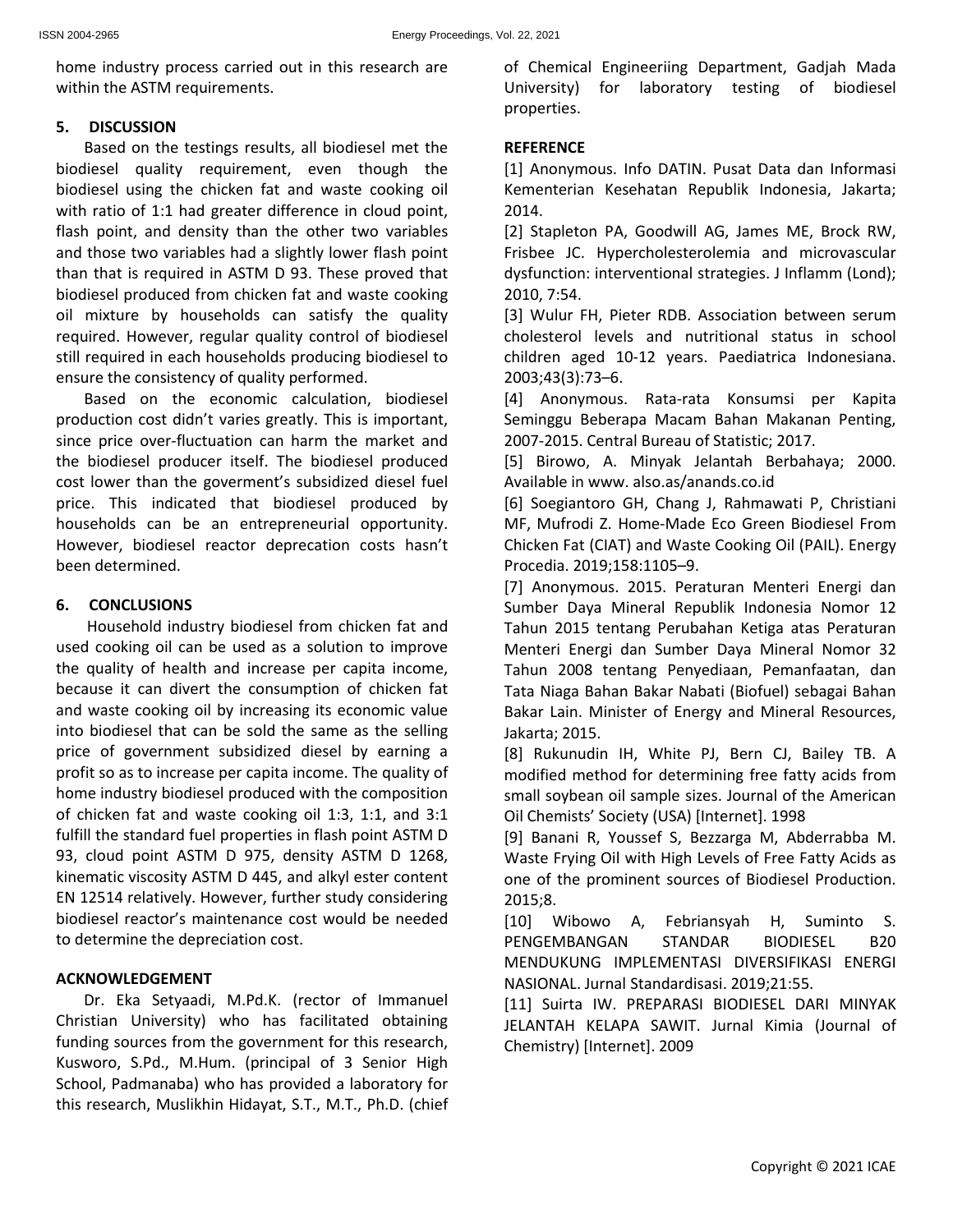home industry process carried out in this research are within the ASTM requirements.

## 5. DISCUSSION

Based on the testings results, all biodiesel met the biodiesel quality requirement, even though the biodiesel using the chicken fat and waste cooking oil with ratio of 1:1 had greater difference in cloud point, flash point, and density than the other two variables and those two variables had a slightly lower flash point than that is required in ASTM D 93. These proved that biodiesel produced from chicken fat and waste cooking oil mixture by households can satisfy the quality required. However, regular quality control of biodiesel still required in each households producing biodiesel to ensure the consistency of quality performed.

Based on the economic calculation, biodiesel production cost didn't varies greatly. This is important, since price over-fluctuation can harm the market and the biodiesel producer itself. The biodiesel produced cost lower than the goverment's subsidized diesel fuel price. This indicated that biodiesel produced by households can be an entrepreneurial opportunity. However, biodiesel reactor deprecation costs hasn't been determined.

## 6. CONCLUSIONS

Household industry biodiesel from chicken fat and used cooking oil can be used as a solution to improve the quality of health and increase per capita income, because it can divert the consumption of chicken fat and waste cooking oil by increasing its economic value into biodiesel that can be sold the same as the selling price of government subsidized diesel by earning a profit so as to increase per capita income. The quality of home industry biodiesel produced with the composition of chicken fat and waste cooking oil 1:3, 1:1, and 3:1 fulfill the standard fuel properties in flash point ASTM D 93, cloud point ASTM D 975, density ASTM D 1268, kinematic viscosity ASTM D 445, and alkyl ester content EN 12514 relatively. However, further study considering biodiesel reactor's maintenance cost would be needed to determine the depreciation cost.

## ACKNOWLEDGEMENT

Dr. Eka Setyaadi, M.Pd.K. (rector of Immanuel Christian University) who has facilitated obtaining funding sources from the government for this research, Kusworo, S.Pd., M.Hum. (principal of 3 Senior High School, Padmanaba) who has provided a laboratory for this research, Muslikhin Hidayat, S.T., M.T., Ph.D. (chief of Chemical Engineeriing Department, Gadjah Mada University) for laboratory testing of biodiesel properties.

## REFERENCE

[1] Anonymous. Info DATIN. Pusat Data dan Informasi Kementerian Kesehatan Republik Indonesia, Jakarta; 2014.

[2] Stapleton PA, Goodwill AG, James ME, Brock RW, Frisbee JC. Hypercholesterolemia and microvascular dysfunction: interventional strategies. J Inflamm (Lond); 2010, 7:54.

[3] Wulur FH, Pieter RDB. Association between serum cholesterol levels and nutritional status in school children aged 10-12 years. Paediatrica Indonesiana. 2003;43(3):73–6.

[4] Anonymous. Rata-rata Konsumsi per Kapita Seminggu Beberapa Macam Bahan Makanan Penting, 2007-2015. Central Bureau of Statistic; 2017.

[5] Birowo, A. Minyak Jelantah Berbahaya; 2000. Available in www. also.as/anands.co.id

[6] Soegiantoro GH, Chang J, Rahmawati P, Christiani MF, Mufrodi Z. Home-Made Eco Green Biodiesel From Chicken Fat (CIAT) and Waste Cooking Oil (PAIL). Energy Procedia. 2019;158:1105–9.

[7] Anonymous. 2015. Peraturan Menteri Energi dan Sumber Daya Mineral Republik Indonesia Nomor 12 Tahun 2015 tentang Perubahan Ketiga atas Peraturan Menteri Energi dan Sumber Daya Mineral Nomor 32 Tahun 2008 tentang Penyediaan, Pemanfaatan, dan Tata Niaga Bahan Bakar Nabati (Biofuel) sebagai Bahan Bakar Lain. Minister of Energy and Mineral Resources, Jakarta; 2015.

[8] Rukunudin IH, White PJ, Bern CJ, Bailey TB. A modified method for determining free fatty acids from small soybean oil sample sizes. Journal of the American Oil Chemists' Society (USA) [Internet]. 1998

[9] Banani R, Youssef S, Bezzarga M, Abderrabba M. Waste Frying Oil with High Levels of Free Fatty Acids as one of the prominent sources of Biodiesel Production. 2015;8.

[10] Wibowo A, Febriansyah H, Suminto S. PENGEMBANGAN STANDAR BIODIESEL B20 MENDUKUNG IMPLEMENTASI DIVERSIFIKASI ENERGI NASIONAL. Jurnal Standardisasi. 2019;21:55.

[11] Suirta IW. PREPARASI BIODIESEL DARI MINYAK JELANTAH KELAPA SAWIT. Jurnal Kimia (Journal of Chemistry) [Internet]. 2009